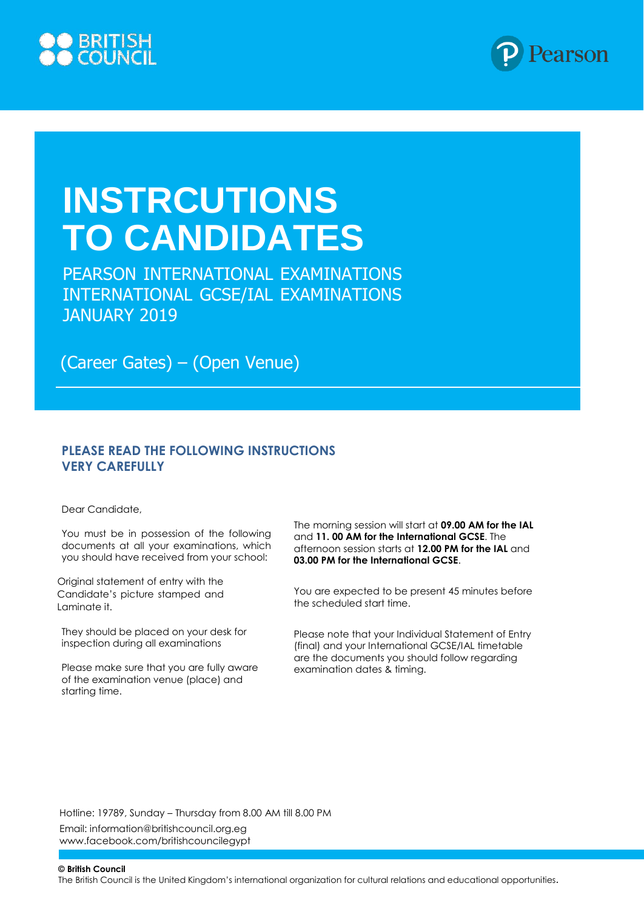BRITISH COUNCIL

Pearson

# INSTRCUTIONS TO CANDIDATES

PEARSON INTERNATIONAL EXAMINATIONS
INTERNATIONAL GCSE/IAL EXAMINATIONS
JANUARY 2019

(Career Gates) – (Open Venue)

## PLEASE READ THE FOLLOWING INSTRUCTIONS VERY CAREFULLY

Dear Candidate,

You must be in possession of the following documents at all your examinations, which you should have received from your school:

Original statement of entry with the Candidate's picture stamped and Laminate it.

They should be placed on your desk for inspection during all examinations

Please make sure that you are fully aware of the examination venue (place) and starting time.

The morning session will start at **09.00 AM for the IAL** and **11. 00 AM for the International GCSE**. The afternoon session starts at **12.00 PM for the IAL** and **03.00 PM for the International GCSE**.

You are expected to be present 45 minutes before the scheduled start time.

Please note that your Individual Statement of Entry (final) and your International GCSE/IAL timetable are the documents you should follow regarding examination dates & timing.

Hotline: 19789, Sunday – Thursday from 8.00 AM till 8.00 PM

Email: information@britishcouncil.org.eg
www.facebook.com/britishcouncilegypt

**© British Council**
The British Council is the United Kingdom's international organization for cultural relations and educational opportunities.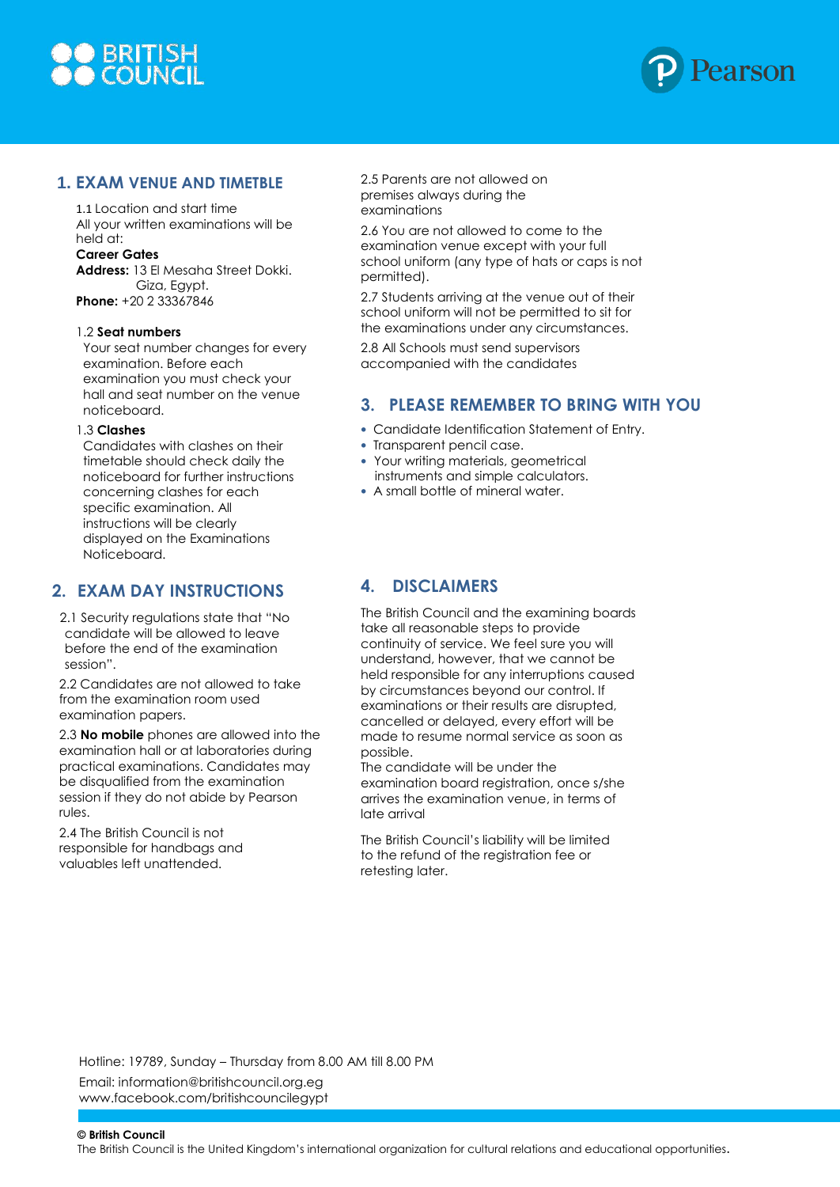## 1. EXAM VENUE AND TIMETBLE

1.1 Location and start time
All your written examinations will be held at:
**Career Gates**
**Address:** 13 El Mesaha Street Dokki. Giza, Egypt.
**Phone:** +20 2 33367846

1.2 **Seat numbers**
Your seat number changes for every examination. Before each examination you must check your hall and seat number on the venue noticeboard.

1.3 **Clashes**
Candidates with clashes on their timetable should check daily the noticeboard for further instructions concerning clashes for each specific examination. All instructions will be clearly displayed on the Examinations Noticeboard.

## 2. EXAM DAY INSTRUCTIONS

2.1 Security regulations state that "No candidate will be allowed to leave before the end of the examination session".

2.2 Candidates are not allowed to take from the examination room used examination papers.

2.3 **No mobile** phones are allowed into the examination hall or at laboratories during practical examinations. Candidates may be disqualified from the examination session if they do not abide by Pearson rules.

2.4 The British Council is not responsible for handbags and valuables left unattended.

2.5 Parents are not allowed on premises always during the examinations

2.6 You are not allowed to come to the examination venue except with your full school uniform (any type of hats or caps is not permitted).

2.7 Students arriving at the venue out of their school uniform will not be permitted to sit for the examinations under any circumstances.

2.8 All Schools must send supervisors accompanied with the candidates

## 3. PLEASE REMEMBER TO BRING WITH YOU

- Candidate Identification Statement of Entry.
- Transparent pencil case.
- Your writing materials, geometrical instruments and simple calculators.
- A small bottle of mineral water.

## 4. DISCLAIMERS

The British Council and the examining boards take all reasonable steps to provide continuity of service. We feel sure you will understand, however, that we cannot be held responsible for any interruptions caused by circumstances beyond our control. If examinations or their results are disrupted, cancelled or delayed, every effort will be made to resume normal service as soon as possible.
The candidate will be under the examination board registration, once s/she arrives the examination venue, in terms of late arrival

The British Council's liability will be limited to the refund of the registration fee or retesting later.

Hotline: 19789, Sunday – Thursday from 8.00 AM till 8.00 PM

Email: information@britishcouncil.org.eg
www.facebook.com/britishcouncilegypt

**© British Council**
The British Council is the United Kingdom's international organization for cultural relations and educational opportunities.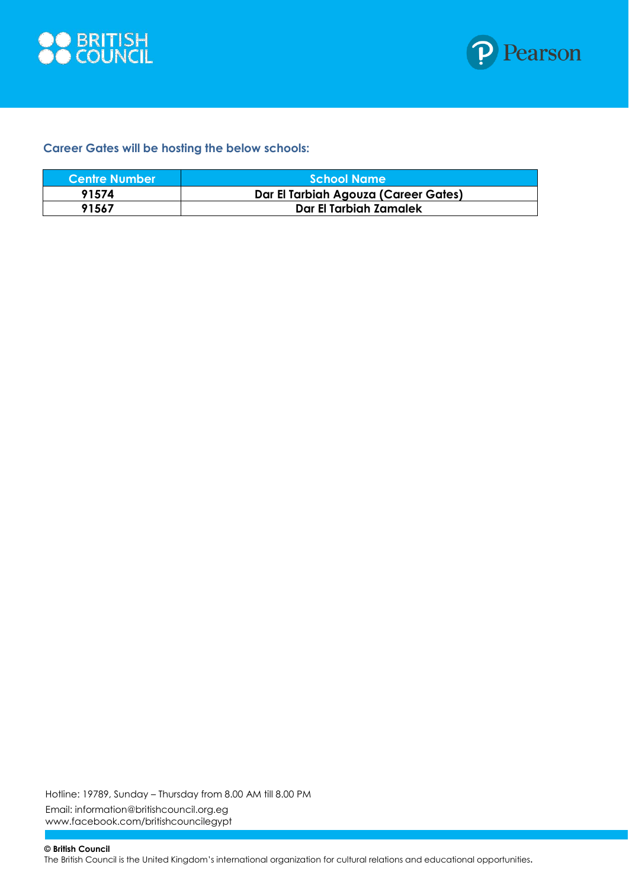### Career Gates will be hosting the below schools:

| Centre Number | School Name |
|---|---|
| 91574 | Dar El Tarbiah Agouza (Career Gates) |
| 91567 | Dar El Tarbiah Zamalek |

Hotline: 19789, Sunday – Thursday from 8.00 AM till 8.00 PM

Email: information@britishcouncil.org.eg
www.facebook.com/britishcouncilegypt

**© British Council**
The British Council is the United Kingdom's international organization for cultural relations and educational opportunities.